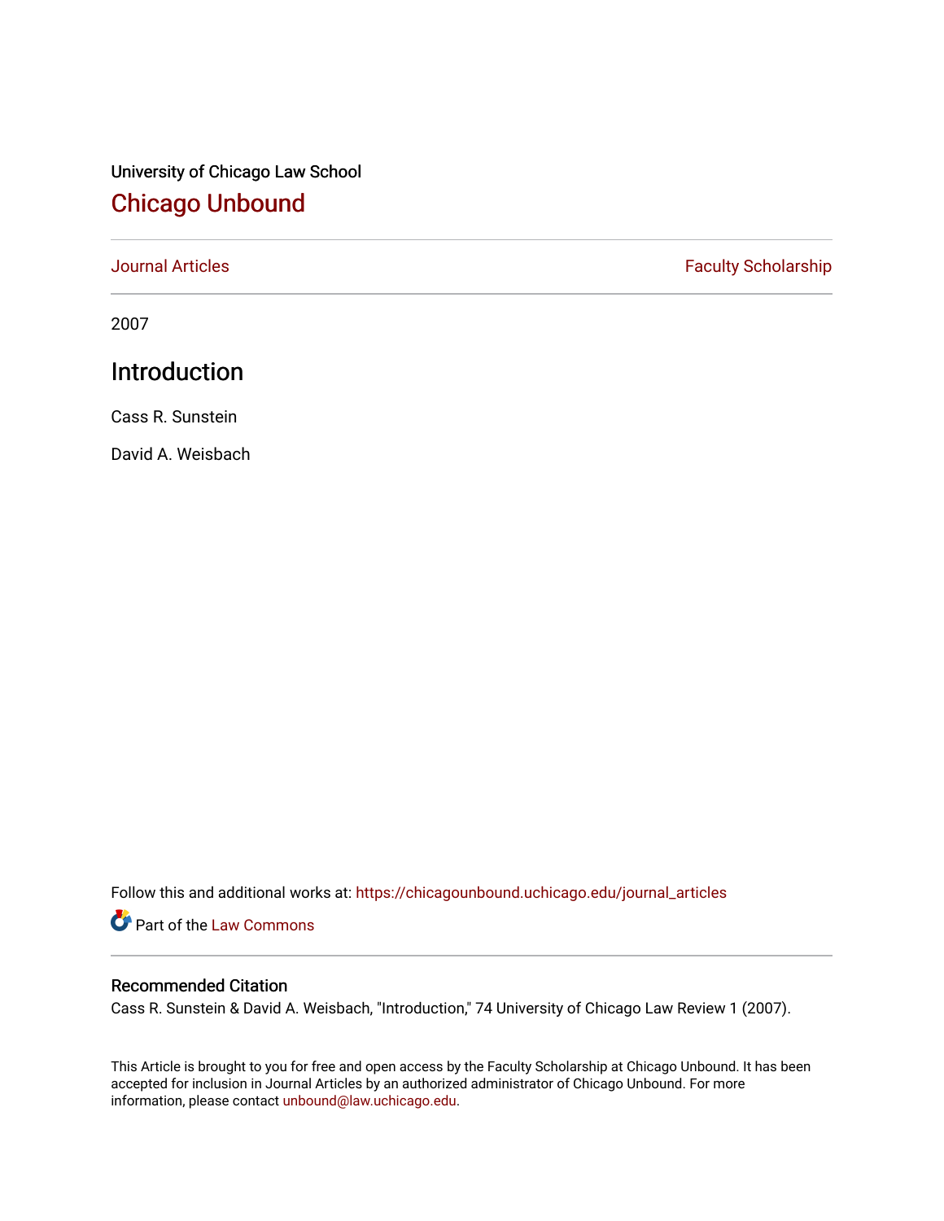University of Chicago Law School

# Chicago Unbound

Journal Articles | Faculty Scholarship

2007

## Introduction

Cass R. Sunstein

David A. Weisbach

Follow this and additional works at: https://chicagounbound.uchicago.edu/journal_articles

Part of the Law Commons

### Recommended Citation

Cass R. Sunstein & David A. Weisbach, "Introduction," 74 University of Chicago Law Review 1 (2007).

This Article is brought to you for free and open access by the Faculty Scholarship at Chicago Unbound. It has been accepted for inclusion in Journal Articles by an authorized administrator of Chicago Unbound. For more information, please contact unbound@law.uchicago.edu.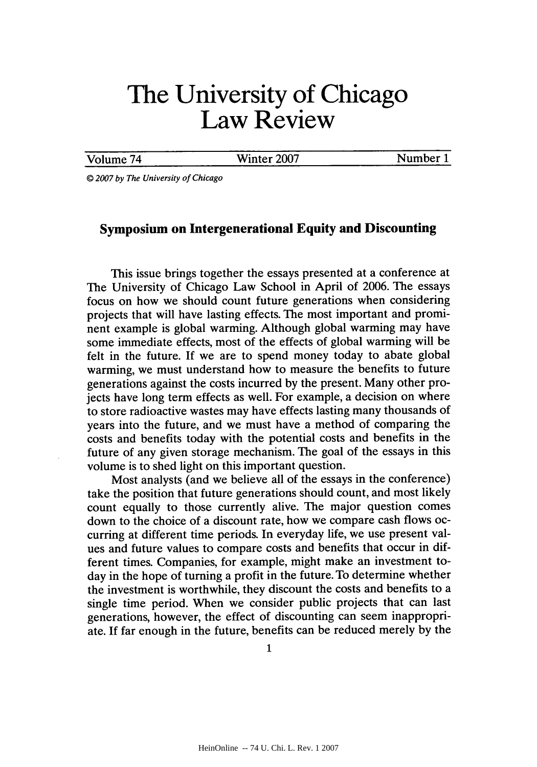# The University of Chicago Law Review

| Volume 74 | Winter 2007 | Number 1 |
|---|---|---|

*© 2007 by The University of Chicago*

## Symposium on Intergenerational Equity and Discounting

This issue brings together the essays presented at a conference at The University of Chicago Law School in April of 2006. The essays focus on how we should count future generations when considering projects that will have lasting effects. The most important and prominent example is global warming. Although global warming may have some immediate effects, most of the effects of global warming will be felt in the future. If we are to spend money today to abate global warming, we must understand how to measure the benefits to future generations against the costs incurred by the present. Many other projects have long term effects as well. For example, a decision on where to store radioactive wastes may have effects lasting many thousands of years into the future, and we must have a method of comparing the costs and benefits today with the potential costs and benefits in the future of any given storage mechanism. The goal of the essays in this volume is to shed light on this important question.

Most analysts (and we believe all of the essays in the conference) take the position that future generations should count, and most likely count equally to those currently alive. The major question comes down to the choice of a discount rate, how we compare cash flows occurring at different time periods. In everyday life, we use present values and future values to compare costs and benefits that occur in different times. Companies, for example, might make an investment today in the hope of turning a profit in the future. To determine whether the investment is worthwhile, they discount the costs and benefits to a single time period. When we consider public projects that can last generations, however, the effect of discounting can seem inappropriate. If far enough in the future, benefits can be reduced merely by the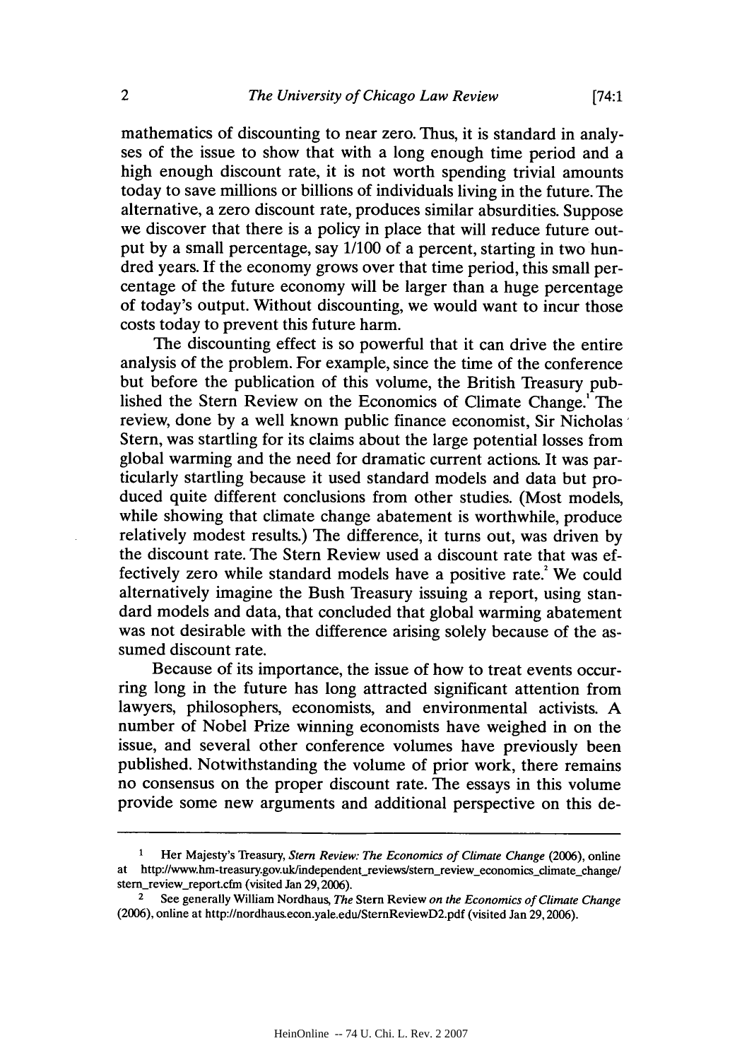mathematics of discounting to near zero. Thus, it is standard in analyses of the issue to show that with a long enough time period and a high enough discount rate, it is not worth spending trivial amounts today to save millions or billions of individuals living in the future. The alternative, a zero discount rate, produces similar absurdities. Suppose we discover that there is a policy in place that will reduce future output by a small percentage, say 1/100 of a percent, starting in two hundred years. If the economy grows over that time period, this small percentage of the future economy will be larger than a huge percentage of today's output. Without discounting, we would want to incur those costs today to prevent this future harm.

The discounting effect is so powerful that it can drive the entire analysis of the problem. For example, since the time of the conference but before the publication of this volume, the British Treasury published the Stern Review on the Economics of Climate Change.[1] The review, done by a well known public finance economist, Sir Nicholas Stern, was startling for its claims about the large potential losses from global warming and the need for dramatic current actions. It was particularly startling because it used standard models and data but produced quite different conclusions from other studies. (Most models, while showing that climate change abatement is worthwhile, produce relatively modest results.) The difference, it turns out, was driven by the discount rate. The Stern Review used a discount rate that was effectively zero while standard models have a positive rate.[2] We could alternatively imagine the Bush Treasury issuing a report, using standard models and data, that concluded that global warming abatement was not desirable with the difference arising solely because of the assumed discount rate.

Because of its importance, the issue of how to treat events occurring long in the future has long attracted significant attention from lawyers, philosophers, economists, and environmental activists. A number of Nobel Prize winning economists have weighed in on the issue, and several other conference volumes have previously been published. Notwithstanding the volume of prior work, there remains no consensus on the proper discount rate. The essays in this volume provide some new arguments and additional perspective on this de-

---

[1] Her Majesty's Treasury, *Stern Review: The Economics of Climate Change* (2006), online at http://www.hm-treasury.gov.uk/independent_reviews/stern_review_economics_climate_change/stern_review_report.cfm (visited Jan 29, 2006).

[2] See generally William Nordhaus, *The* Stern Review *on the Economics of Climate Change* (2006), online at http://nordhaus.econ.yale.edu/SternReviewD2.pdf (visited Jan 29, 2006).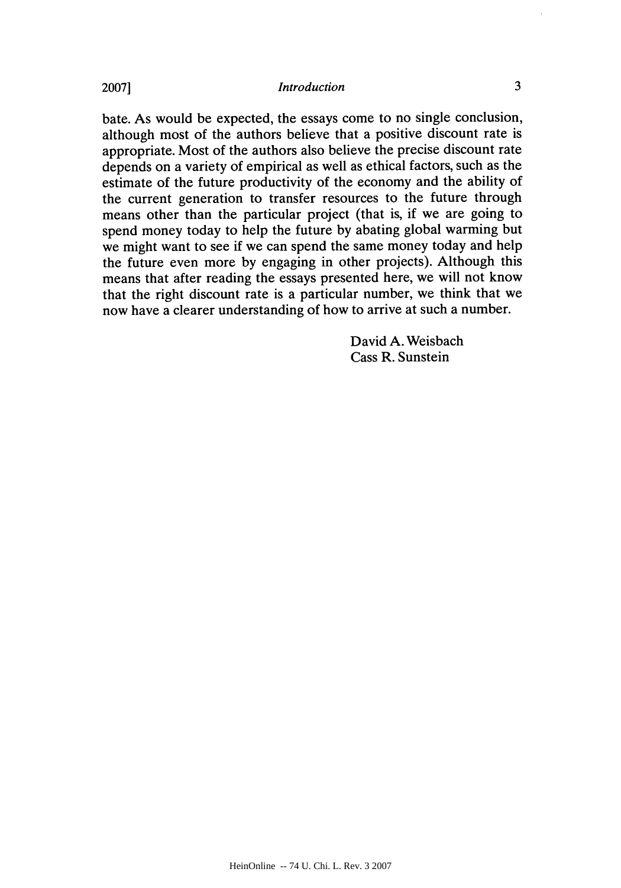bate. As would be expected, the essays come to no single conclusion, although most of the authors believe that a positive discount rate is appropriate. Most of the authors also believe the precise discount rate depends on a variety of empirical as well as ethical factors, such as the estimate of the future productivity of the economy and the ability of the current generation to transfer resources to the future through means other than the particular project (that is, if we are going to spend money today to help the future by abating global warming but we might want to see if we can spend the same money today and help the future even more by engaging in other projects). Although this means that after reading the essays presented here, we will not know that the right discount rate is a particular number, we think that we now have a clearer understanding of how to arrive at such a number.

David A. Weisbach
Cass R. Sunstein